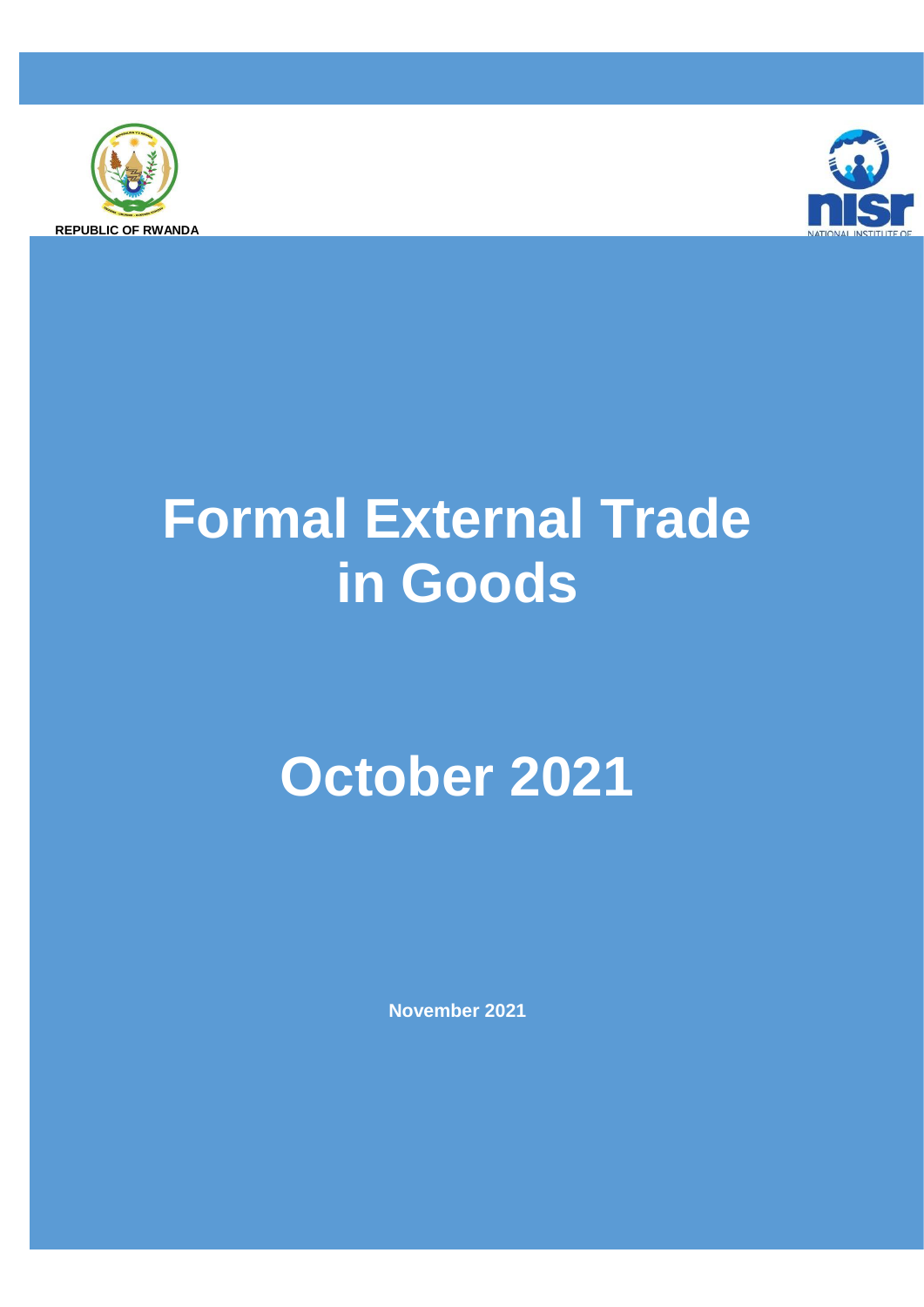REPUBLIC OF RWANDA

# Formal External Trade in Goods

# October 2021

**November 2021**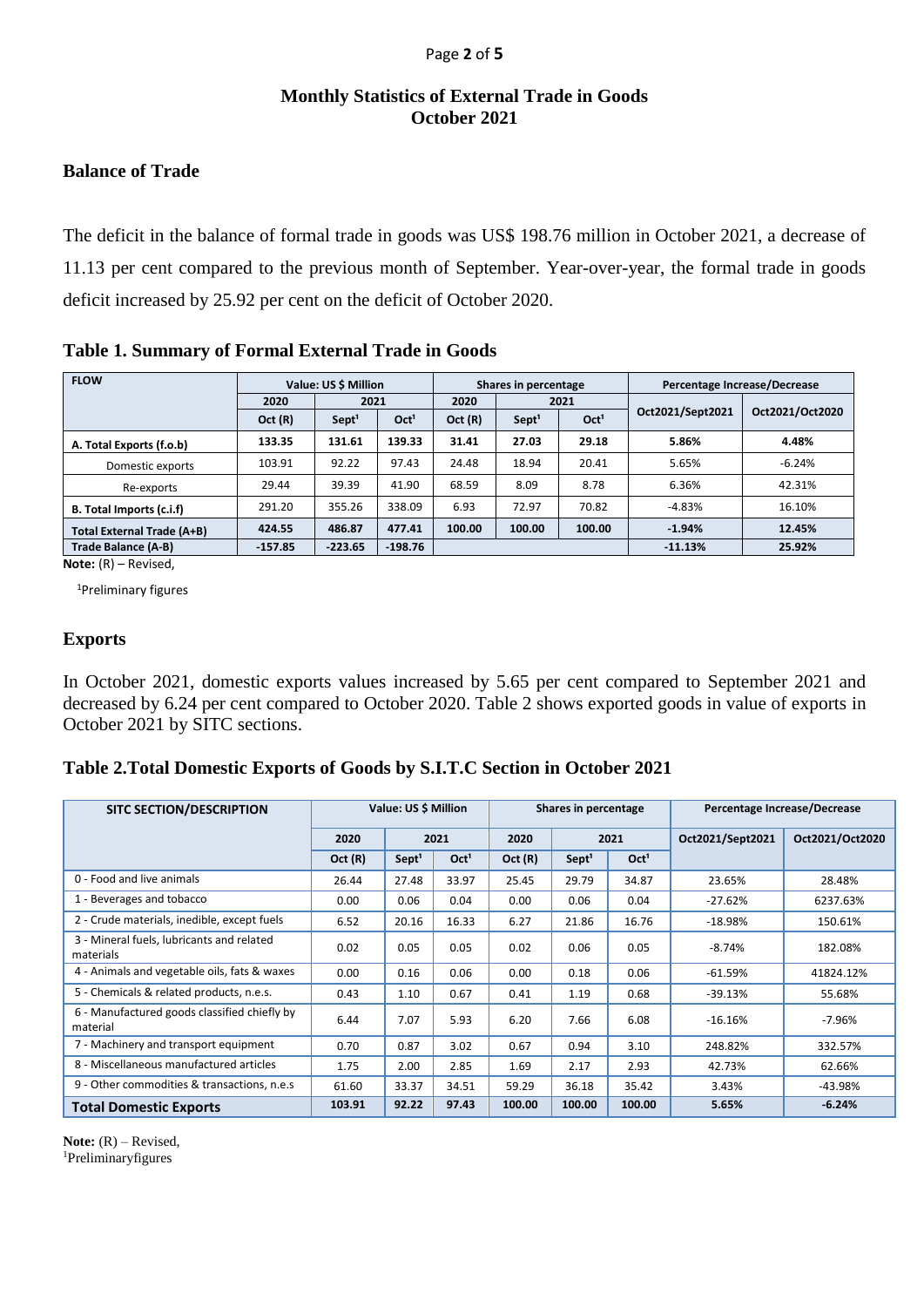# Monthly Statistics of External Trade in Goods
# October 2021

## Balance of Trade

The deficit in the balance of formal trade in goods was US$ 198.76 million in October 2021, a decrease of 11.13 per cent compared to the previous month of September. Year-over-year, the formal trade in goods deficit increased by 25.92 per cent on the deficit of October 2020.

### Table 1. Summary of Formal External Trade in Goods

| FLOW | Value: US $ Million | | | Shares in percentage | | | Percentage Increase/Decrease | |
|---|---|---|---|---|---|---|---|---|
| | 2020 | 2021 | | 2020 | 2021 | | Oct2021/Sept2021 | Oct2021/Oct2020 |
| | Oct (R) | Sept[1] | Oct[1] | Oct (R) | Sept[1] | Oct[1] | | |
| **A. Total Exports (f.o.b)** | **133.35** | **131.61** | **139.33** | **31.41** | **27.03** | **29.18** | **5.86%** | **4.48%** |
| Domestic exports | 103.91 | 92.22 | 97.43 | 24.48 | 18.94 | 20.41 | 5.65% | -6.24% |
| Re-exports | 29.44 | 39.39 | 41.90 | 68.59 | 8.09 | 8.78 | 6.36% | 42.31% |
| **B. Total Imports (c.i.f)** | 291.20 | 355.26 | 338.09 | 6.93 | 72.97 | 70.82 | -4.83% | 16.10% |
| **Total External Trade (A+B)** | **424.55** | **486.87** | **477.41** | **100.00** | **100.00** | **100.00** | **-1.94%** | **12.45%** |
| **Trade Balance (A-B)** | **-157.85** | **-223.65** | **-198.76** | | | | **-11.13%** | **25.92%** |

**Note:** (R) – Revised,

[1]Preliminary figures

## Exports

In October 2021, domestic exports values increased by 5.65 per cent compared to September 2021 and decreased by 6.24 per cent compared to October 2020. Table 2 shows exported goods in value of exports in October 2021 by SITC sections.

### Table 2.Total Domestic Exports of Goods by S.I.T.C Section in October 2021

| SITC SECTION/DESCRIPTION | Value: US $ Million | | | Shares in percentage | | | Percentage Increase/Decrease | |
|---|---|---|---|---|---|---|---|---|
| | 2020 | 2021 | | 2020 | 2021 | | Oct2021/Sept2021 | Oct2021/Oct2020 |
| | Oct (R) | Sept[1] | Oct[1] | Oct (R) | Sept[1] | Oct[1] | | |
| 0 - Food and live animals | 26.44 | 27.48 | 33.97 | 25.45 | 29.79 | 34.87 | 23.65% | 28.48% |
| 1 - Beverages and tobacco | 0.00 | 0.06 | 0.04 | 0.00 | 0.06 | 0.04 | -27.62% | 6237.63% |
| 2 - Crude materials, inedible, except fuels | 6.52 | 20.16 | 16.33 | 6.27 | 21.86 | 16.76 | -18.98% | 150.61% |
| 3 - Mineral fuels, lubricants and related materials | 0.02 | 0.05 | 0.05 | 0.02 | 0.06 | 0.05 | -8.74% | 182.08% |
| 4 - Animals and vegetable oils, fats & waxes | 0.00 | 0.16 | 0.06 | 0.00 | 0.18 | 0.06 | -61.59% | 41824.12% |
| 5 - Chemicals & related products, n.e.s. | 0.43 | 1.10 | 0.67 | 0.41 | 1.19 | 0.68 | -39.13% | 55.68% |
| 6 - Manufactured goods classified chiefly by material | 6.44 | 7.07 | 5.93 | 6.20 | 7.66 | 6.08 | -16.16% | -7.96% |
| 7 - Machinery and transport equipment | 0.70 | 0.87 | 3.02 | 0.67 | 0.94 | 3.10 | 248.82% | 332.57% |
| 8 - Miscellaneous manufactured articles | 1.75 | 2.00 | 2.85 | 1.69 | 2.17 | 2.93 | 42.73% | 62.66% |
| 9 - Other commodities & transactions, n.e.s | 61.60 | 33.37 | 34.51 | 59.29 | 36.18 | 35.42 | 3.43% | -43.98% |
| **Total Domestic Exports** | **103.91** | **92.22** | **97.43** | **100.00** | **100.00** | **100.00** | **5.65%** | **-6.24%** |

**Note:** (R) – Revised,
[1]Preliminaryfigures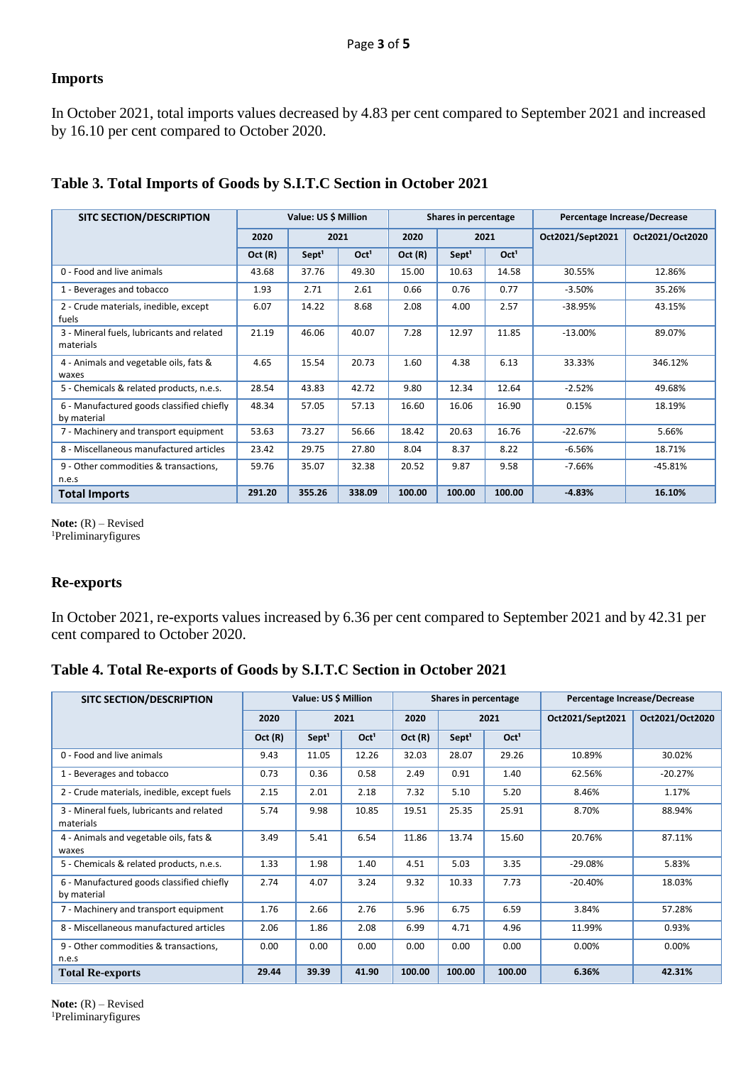## Imports

In October 2021, total imports values decreased by 4.83 per cent compared to September 2021 and increased by 16.10 per cent compared to October 2020.

### Table 3. Total Imports of Goods by S.I.T.C Section in October 2021

| SITC SECTION/DESCRIPTION | Value: US $ Million | | | Shares in percentage | | | Percentage Increase/Decrease | |
|---|---|---|---|---|---|---|---|---|
| | 2020 | 2021 | | 2020 | 2021 | | Oct2021/Sept2021 | Oct2021/Oct2020 |
| | Oct (R) | Sept[1] | Oct[1] | Oct (R) | Sept[1] | Oct[1] | | |
| 0 - Food and live animals | 43.68 | 37.76 | 49.30 | 15.00 | 10.63 | 14.58 | 30.55% | 12.86% |
| 1 - Beverages and tobacco | 1.93 | 2.71 | 2.61 | 0.66 | 0.76 | 0.77 | -3.50% | 35.26% |
| 2 - Crude materials, inedible, except fuels | 6.07 | 14.22 | 8.68 | 2.08 | 4.00 | 2.57 | -38.95% | 43.15% |
| 3 - Mineral fuels, lubricants and related materials | 21.19 | 46.06 | 40.07 | 7.28 | 12.97 | 11.85 | -13.00% | 89.07% |
| 4 - Animals and vegetable oils, fats & waxes | 4.65 | 15.54 | 20.73 | 1.60 | 4.38 | 6.13 | 33.33% | 346.12% |
| 5 - Chemicals & related products, n.e.s. | 28.54 | 43.83 | 42.72 | 9.80 | 12.34 | 12.64 | -2.52% | 49.68% |
| 6 - Manufactured goods classified chiefly by material | 48.34 | 57.05 | 57.13 | 16.60 | 16.06 | 16.90 | 0.15% | 18.19% |
| 7 - Machinery and transport equipment | 53.63 | 73.27 | 56.66 | 18.42 | 20.63 | 16.76 | -22.67% | 5.66% |
| 8 - Miscellaneous manufactured articles | 23.42 | 29.75 | 27.80 | 8.04 | 8.37 | 8.22 | -6.56% | 18.71% |
| 9 - Other commodities & transactions, n.e.s | 59.76 | 35.07 | 32.38 | 20.52 | 9.87 | 9.58 | -7.66% | -45.81% |
| **Total Imports** | **291.20** | **355.26** | **338.09** | **100.00** | **100.00** | **100.00** | **-4.83%** | **16.10%** |

**Note:** (R) – Revised
[1]Preliminaryfigures

## Re-exports

In October 2021, re-exports values increased by 6.36 per cent compared to September 2021 and by 42.31 per cent compared to October 2020.

### Table 4. Total Re-exports of Goods by S.I.T.C Section in October 2021

| SITC SECTION/DESCRIPTION | Value: US $ Million | | | Shares in percentage | | | Percentage Increase/Decrease | |
|---|---|---|---|---|---|---|---|---|
| | 2020 | 2021 | | 2020 | 2021 | | Oct2021/Sept2021 | Oct2021/Oct2020 |
| | Oct (R) | Sept[1] | Oct[1] | Oct (R) | Sept[1] | Oct[1] | | |
| 0 - Food and live animals | 9.43 | 11.05 | 12.26 | 32.03 | 28.07 | 29.26 | 10.89% | 30.02% |
| 1 - Beverages and tobacco | 0.73 | 0.36 | 0.58 | 2.49 | 0.91 | 1.40 | 62.56% | -20.27% |
| 2 - Crude materials, inedible, except fuels | 2.15 | 2.01 | 2.18 | 7.32 | 5.10 | 5.20 | 8.46% | 1.17% |
| 3 - Mineral fuels, lubricants and related materials | 5.74 | 9.98 | 10.85 | 19.51 | 25.35 | 25.91 | 8.70% | 88.94% |
| 4 - Animals and vegetable oils, fats & waxes | 3.49 | 5.41 | 6.54 | 11.86 | 13.74 | 15.60 | 20.76% | 87.11% |
| 5 - Chemicals & related products, n.e.s. | 1.33 | 1.98 | 1.40 | 4.51 | 5.03 | 3.35 | -29.08% | 5.83% |
| 6 - Manufactured goods classified chiefly by material | 2.74 | 4.07 | 3.24 | 9.32 | 10.33 | 7.73 | -20.40% | 18.03% |
| 7 - Machinery and transport equipment | 1.76 | 2.66 | 2.76 | 5.96 | 6.75 | 6.59 | 3.84% | 57.28% |
| 8 - Miscellaneous manufactured articles | 2.06 | 1.86 | 2.08 | 6.99 | 4.71 | 4.96 | 11.99% | 0.93% |
| 9 - Other commodities & transactions, n.e.s | 0.00 | 0.00 | 0.00 | 0.00 | 0.00 | 0.00 | 0.00% | 0.00% |
| **Total Re-exports** | **29.44** | **39.39** | **41.90** | **100.00** | **100.00** | **100.00** | **6.36%** | **42.31%** |

**Note:** (R) – Revised
[1]Preliminaryfigures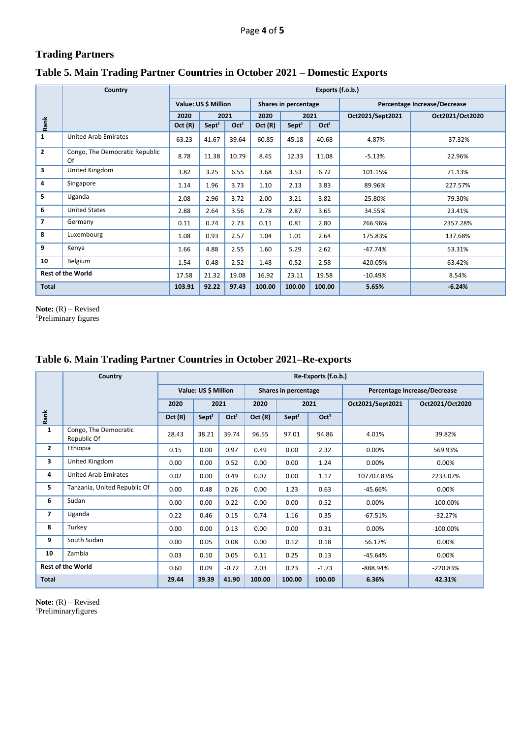## Trading Partners

### Table 5. Main Trading Partner Countries in October 2021 – Domestic Exports

| Rank | Country | Exports (f.o.b.) | | | | | | | |
|---|---|---|---|---|---|---|---|---|---|
| | | Value: US $ Million | | | Shares in percentage | | | Percentage Increase/Decrease | |
| | | 2020 | 2021 | | 2020 | 2021 | | Oct2021/Sept2021 | Oct2021/Oct2020 |
| | | Oct (R) | Sept[1] | Oct[1] | Oct (R) | Sept[1] | Oct[1] | | |
| 1 | United Arab Emirates | 63.23 | 41.67 | 39.64 | 60.85 | 45.18 | 40.68 | -4.87% | -37.32% |
| 2 | Congo, The Democratic Republic Of | 8.78 | 11.38 | 10.79 | 8.45 | 12.33 | 11.08 | -5.13% | 22.96% |
| 3 | United Kingdom | 3.82 | 3.25 | 6.55 | 3.68 | 3.53 | 6.72 | 101.15% | 71.13% |
| 4 | Singapore | 1.14 | 1.96 | 3.73 | 1.10 | 2.13 | 3.83 | 89.96% | 227.57% |
| 5 | Uganda | 2.08 | 2.96 | 3.72 | 2.00 | 3.21 | 3.82 | 25.80% | 79.30% |
| 6 | United States | 2.88 | 2.64 | 3.56 | 2.78 | 2.87 | 3.65 | 34.55% | 23.41% |
| 7 | Germany | 0.11 | 0.74 | 2.73 | 0.11 | 0.81 | 2.80 | 266.96% | 2357.28% |
| 8 | Luxembourg | 1.08 | 0.93 | 2.57 | 1.04 | 1.01 | 2.64 | 175.83% | 137.68% |
| 9 | Kenya | 1.66 | 4.88 | 2.55 | 1.60 | 5.29 | 2.62 | -47.74% | 53.31% |
| 10 | Belgium | 1.54 | 0.48 | 2.52 | 1.48 | 0.52 | 2.58 | 420.05% | 63.42% |
| **Rest of the World** | | 17.58 | 21.32 | 19.08 | 16.92 | 23.11 | 19.58 | -10.49% | 8.54% |
| **Total** | | **103.91** | **92.22** | **97.43** | **100.00** | **100.00** | **100.00** | **5.65%** | **-6.24%** |

**Note:** (R) – Revised
[1]Preliminary figures

### Table 6. Main Trading Partner Countries in October 2021–Re-exports

| Rank | Country | Re-Exports (f.o.b.) | | | | | | | |
|---|---|---|---|---|---|---|---|---|---|
| | | Value: US $ Million | | | Shares in percentage | | | Percentage Increase/Decrease | |
| | | 2020 | 2021 | | 2020 | 2021 | | Oct2021/Sept2021 | Oct2021/Oct2020 |
| | | Oct (R) | Sept[1] | Oct[1] | Oct (R) | Sept[1] | Oct[1] | | |
| 1 | Congo, The Democratic Republic Of | 28.43 | 38.21 | 39.74 | 96.55 | 97.01 | 94.86 | 4.01% | 39.82% |
| 2 | Ethiopia | 0.15 | 0.00 | 0.97 | 0.49 | 0.00 | 2.32 | 0.00% | 569.93% |
| 3 | United Kingdom | 0.00 | 0.00 | 0.52 | 0.00 | 0.00 | 1.24 | 0.00% | 0.00% |
| 4 | United Arab Emirates | 0.02 | 0.00 | 0.49 | 0.07 | 0.00 | 1.17 | 107707.83% | 2233.07% |
| 5 | Tanzania, United Republic Of | 0.00 | 0.48 | 0.26 | 0.00 | 1.23 | 0.63 | -45.66% | 0.00% |
| 6 | Sudan | 0.00 | 0.00 | 0.22 | 0.00 | 0.00 | 0.52 | 0.00% | -100.00% |
| 7 | Uganda | 0.22 | 0.46 | 0.15 | 0.74 | 1.16 | 0.35 | -67.51% | -32.27% |
| 8 | Turkey | 0.00 | 0.00 | 0.13 | 0.00 | 0.00 | 0.31 | 0.00% | -100.00% |
| 9 | South Sudan | 0.00 | 0.05 | 0.08 | 0.00 | 0.12 | 0.18 | 56.17% | 0.00% |
| 10 | Zambia | 0.03 | 0.10 | 0.05 | 0.11 | 0.25 | 0.13 | -45.64% | 0.00% |
| **Rest of the World** | | 0.60 | 0.09 | -0.72 | 2.03 | 0.23 | -1.73 | -888.94% | -220.83% |
| **Total** | | **29.44** | **39.39** | **41.90** | **100.00** | **100.00** | **100.00** | **6.36%** | **42.31%** |

**Note:** (R) – Revised
[1]Preliminaryfigures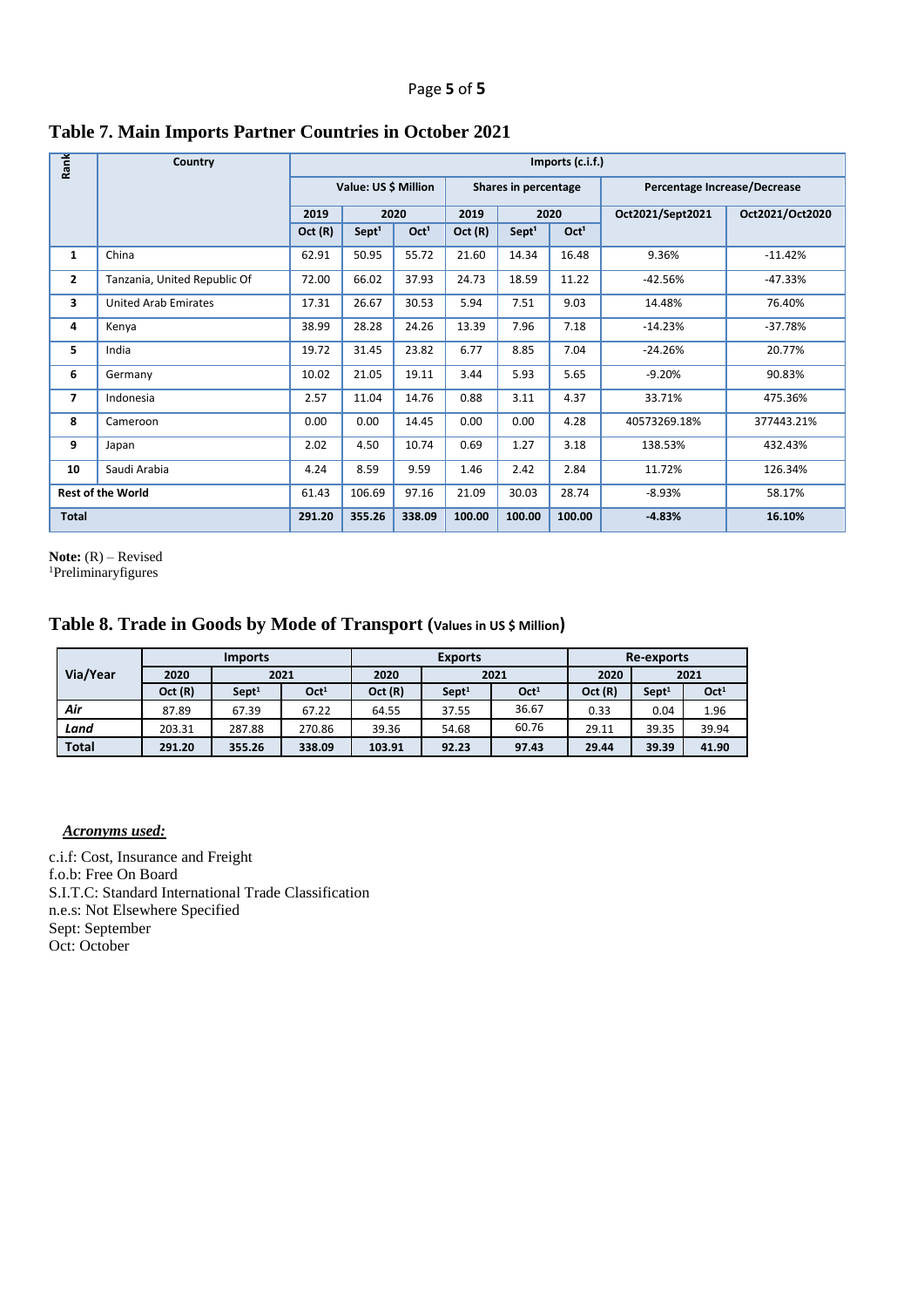## Table 7. Main Imports Partner Countries in October 2021

| Rank | Country | Imports (c.i.f.) | | | | | | | |
|---|---|---|---|---|---|---|---|---|---|
| | | Value: US $ Million | | | Shares in percentage | | | Percentage Increase/Decrease | |
| | | 2019 | 2020 | | 2019 | 2020 | | Oct2021/Sept2021 | Oct2021/Oct2020 |
| | | Oct (R) | Sept[1] | Oct[1] | Oct (R) | Sept[1] | Oct[1] | | |
| 1 | China | 62.91 | 50.95 | 55.72 | 21.60 | 14.34 | 16.48 | 9.36% | -11.42% |
| 2 | Tanzania, United Republic Of | 72.00 | 66.02 | 37.93 | 24.73 | 18.59 | 11.22 | -42.56% | -47.33% |
| 3 | United Arab Emirates | 17.31 | 26.67 | 30.53 | 5.94 | 7.51 | 9.03 | 14.48% | 76.40% |
| 4 | Kenya | 38.99 | 28.28 | 24.26 | 13.39 | 7.96 | 7.18 | -14.23% | -37.78% |
| 5 | India | 19.72 | 31.45 | 23.82 | 6.77 | 8.85 | 7.04 | -24.26% | 20.77% |
| 6 | Germany | 10.02 | 21.05 | 19.11 | 3.44 | 5.93 | 5.65 | -9.20% | 90.83% |
| 7 | Indonesia | 2.57 | 11.04 | 14.76 | 0.88 | 3.11 | 4.37 | 33.71% | 475.36% |
| 8 | Cameroon | 0.00 | 0.00 | 14.45 | 0.00 | 0.00 | 4.28 | 40573269.18% | 377443.21% |
| 9 | Japan | 2.02 | 4.50 | 10.74 | 0.69 | 1.27 | 3.18 | 138.53% | 432.43% |
| 10 | Saudi Arabia | 4.24 | 8.59 | 9.59 | 1.46 | 2.42 | 2.84 | 11.72% | 126.34% |
| Rest of the World | | 61.43 | 106.69 | 97.16 | 21.09 | 30.03 | 28.74 | -8.93% | 58.17% |
| **Total** | | **291.20** | **355.26** | **338.09** | **100.00** | **100.00** | **100.00** | **-4.83%** | **16.10%** |

**Note:** (R) – Revised
[1]Preliminaryfigures

## Table 8. Trade in Goods by Mode of Transport (Values in US $ Million)

| Via/Year | Imports | | | Exports | | | Re-exports | | |
|---|---|---|---|---|---|---|---|---|---|
| | 2020 | 2021 | | 2020 | 2021 | | 2020 | 2021 | |
| | Oct (R) | Sept[1] | Oct[1] | Oct (R) | Sept[1] | Oct[1] | Oct (R) | Sept[1] | Oct[1] |
| ***Air*** | 87.89 | 67.39 | 67.22 | 64.55 | 37.55 | 36.67 | 0.33 | 0.04 | 1.96 |
| ***Land*** | 203.31 | 287.88 | 270.86 | 39.36 | 54.68 | 60.76 | 29.11 | 39.35 | 39.94 |
| **Total** | **291.20** | **355.26** | **338.09** | **103.91** | **92.23** | **97.43** | **29.44** | **39.39** | **41.90** |

***Acronyms used:***

c.i.f: Cost, Insurance and Freight
f.o.b: Free On Board
S.I.T.C: Standard International Trade Classification
n.e.s: Not Elsewhere Specified
Sept: September
Oct: October